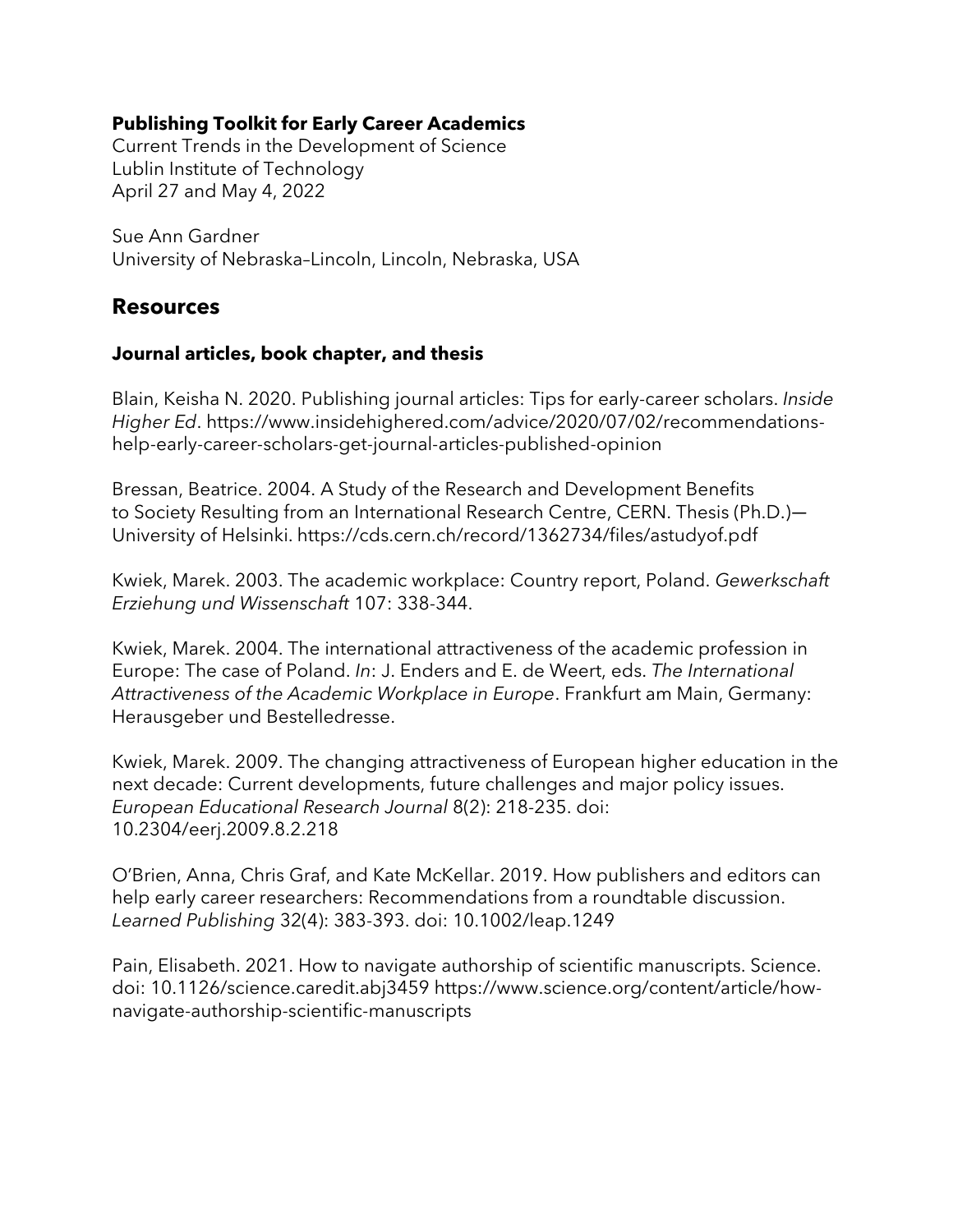**Publishing Toolkit for Early Career Academics**
Current Trends in the Development of Science
Lublin Institute of Technology
April 27 and May 4, 2022

Sue Ann Gardner
University of Nebraska–Lincoln, Lincoln, Nebraska, USA

## Resources

### Journal articles, book chapter, and thesis

Blain, Keisha N. 2020. Publishing journal articles: Tips for early-career scholars. *Inside Higher Ed*. https://www.insidehighered.com/advice/2020/07/02/recommendations-help-early-career-scholars-get-journal-articles-published-opinion

Bressan, Beatrice. 2004. A Study of the Research and Development Benefits to Society Resulting from an International Research Centre, CERN. Thesis (Ph.D.)—University of Helsinki. https://cds.cern.ch/record/1362734/files/astudyof.pdf

Kwiek, Marek. 2003. The academic workplace: Country report, Poland. *Gewerkschaft Erziehung und Wissenschaft* 107: 338-344.

Kwiek, Marek. 2004. The international attractiveness of the academic profession in Europe: The case of Poland. *In*: J. Enders and E. de Weert, eds. *The International Attractiveness of the Academic Workplace in Europe*. Frankfurt am Main, Germany: Herausgeber und Bestelledresse.

Kwiek, Marek. 2009. The changing attractiveness of European higher education in the next decade: Current developments, future challenges and major policy issues. *European Educational Research Journal* 8(2): 218-235. doi: 10.2304/eerj.2009.8.2.218

O'Brien, Anna, Chris Graf, and Kate McKellar. 2019. How publishers and editors can help early career researchers: Recommendations from a roundtable discussion. *Learned Publishing* 32(4): 383-393. doi: 10.1002/leap.1249

Pain, Elisabeth. 2021. How to navigate authorship of scientific manuscripts. Science. doi: 10.1126/science.caredit.abj3459 https://www.science.org/content/article/how-navigate-authorship-scientific-manuscripts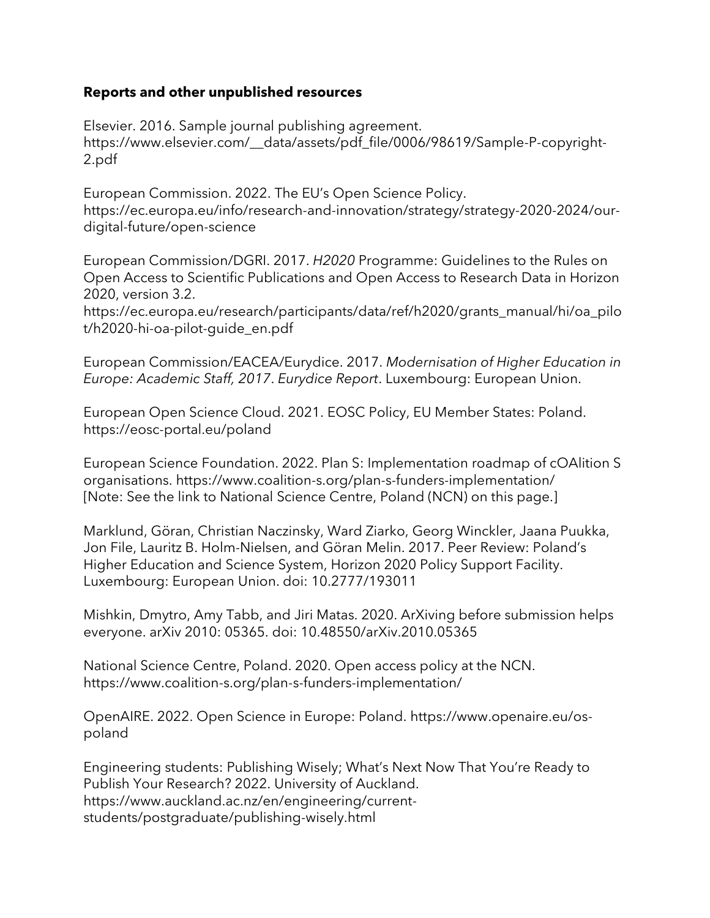**Reports and other unpublished resources**

Elsevier. 2016. Sample journal publishing agreement. https://www.elsevier.com/__data/assets/pdf_file/0006/98619/Sample-P-copyright-2.pdf

European Commission. 2022. The EU's Open Science Policy. https://ec.europa.eu/info/research-and-innovation/strategy/strategy-2020-2024/our-digital-future/open-science

European Commission/DGRI. 2017. *H2020* Programme: Guidelines to the Rules on Open Access to Scientific Publications and Open Access to Research Data in Horizon 2020, version 3.2. https://ec.europa.eu/research/participants/data/ref/h2020/grants_manual/hi/oa_pilot/h2020-hi-oa-pilot-guide_en.pdf

European Commission/EACEA/Eurydice. 2017. *Modernisation of Higher Education in Europe: Academic Staff, 2017. Eurydice Report*. Luxembourg: European Union.

European Open Science Cloud. 2021. EOSC Policy, EU Member States: Poland. https://eosc-portal.eu/poland

European Science Foundation. 2022. Plan S: Implementation roadmap of cOAlition S organisations. https://www.coalition-s.org/plan-s-funders-implementation/ [Note: See the link to National Science Centre, Poland (NCN) on this page.]

Marklund, Göran, Christian Naczinsky, Ward Ziarko, Georg Winckler, Jaana Puukka, Jon File, Lauritz B. Holm-Nielsen, and Göran Melin. 2017. Peer Review: Poland's Higher Education and Science System, Horizon 2020 Policy Support Facility. Luxembourg: European Union. doi: 10.2777/193011

Mishkin, Dmytro, Amy Tabb, and Jiri Matas. 2020. ArXiving before submission helps everyone. arXiv 2010: 05365. doi: 10.48550/arXiv.2010.05365

National Science Centre, Poland. 2020. Open access policy at the NCN. https://www.coalition-s.org/plan-s-funders-implementation/

OpenAIRE. 2022. Open Science in Europe: Poland. https://www.openaire.eu/os-poland

Engineering students: Publishing Wisely; What's Next Now That You're Ready to Publish Your Research? 2022. University of Auckland. https://www.auckland.ac.nz/en/engineering/current-students/postgraduate/publishing-wisely.html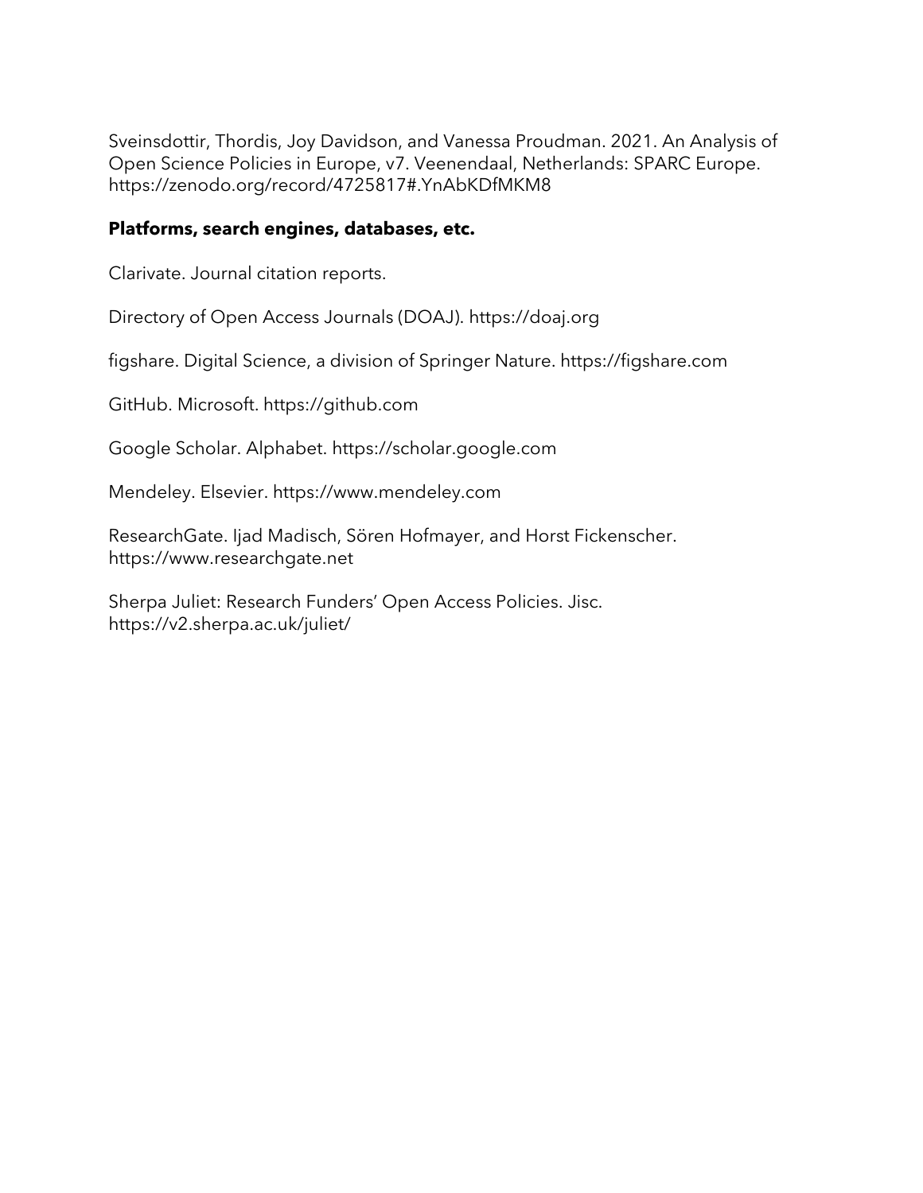Sveinsdottir, Thordis, Joy Davidson, and Vanessa Proudman. 2021. An Analysis of Open Science Policies in Europe, v7. Veenendaal, Netherlands: SPARC Europe. https://zenodo.org/record/4725817#.YnAbKDfMKM8

**Platforms, search engines, databases, etc.**

Clarivate. Journal citation reports.

Directory of Open Access Journals (DOAJ). https://doaj.org

figshare. Digital Science, a division of Springer Nature. https://figshare.com

GitHub. Microsoft. https://github.com

Google Scholar. Alphabet. https://scholar.google.com

Mendeley. Elsevier. https://www.mendeley.com

ResearchGate. Ijad Madisch, Sören Hofmayer, and Horst Fickenscher. https://www.researchgate.net

Sherpa Juliet: Research Funders' Open Access Policies. Jisc. https://v2.sherpa.ac.uk/juliet/